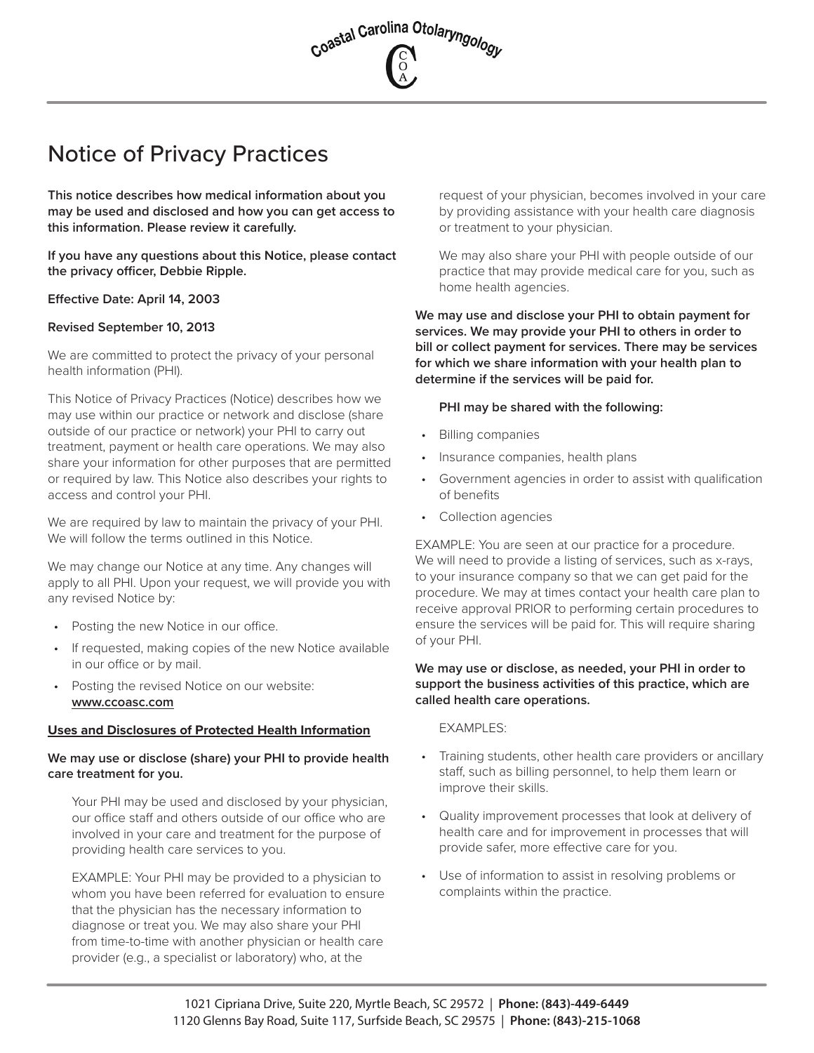Coastal Carolina Otolaryngology

# Notice of Privacy Practices

**This notice describes how medical information about you may be used and disclosed and how you can get access to this information. Please review it carefully.**

**If you have any questions about this Notice, please contact the privacy officer, Debbie Ripple.**

**Effective Date: April 14, 2003**

**Revised September 10, 2013**

We are committed to protect the privacy of your personal health information (PHI).

This Notice of Privacy Practices (Notice) describes how we may use within our practice or network and disclose (share outside of our practice or network) your PHI to carry out treatment, payment or health care operations. We may also share your information for other purposes that are permitted or required by law. This Notice also describes your rights to access and control your PHI.

We are required by law to maintain the privacy of your PHI. We will follow the terms outlined in this Notice.

We may change our Notice at any time. Any changes will apply to all PHI. Upon your request, we will provide you with any revised Notice by:

- Posting the new Notice in our office.
- If requested, making copies of the new Notice available in our office or by mail.
- Posting the revised Notice on our website: **www.ccoasc.com**

**Uses and Disclosures of Protected Health Information**

**We may use or disclose (share) your PHI to provide health care treatment for you.**

Your PHI may be used and disclosed by your physician, our office staff and others outside of our office who are involved in your care and treatment for the purpose of providing health care services to you.

EXAMPLE: Your PHI may be provided to a physician to whom you have been referred for evaluation to ensure that the physician has the necessary information to diagnose or treat you. We may also share your PHI from time-to-time with another physician or health care provider (e.g., a specialist or laboratory) who, at the request of your physician, becomes involved in your care by providing assistance with your health care diagnosis or treatment to your physician.

We may also share your PHI with people outside of our practice that may provide medical care for you, such as home health agencies.

**We may use and disclose your PHI to obtain payment for services. We may provide your PHI to others in order to bill or collect payment for services. There may be services for which we share information with your health plan to determine if the services will be paid for.**

**PHI may be shared with the following:**

- Billing companies
- Insurance companies, health plans
- Government agencies in order to assist with qualification of benefits
- Collection agencies

EXAMPLE: You are seen at our practice for a procedure. We will need to provide a listing of services, such as x-rays, to your insurance company so that we can get paid for the procedure. We may at times contact your health care plan to receive approval PRIOR to performing certain procedures to ensure the services will be paid for. This will require sharing of your PHI.

**We may use or disclose, as needed, your PHI in order to support the business activities of this practice, which are called health care operations.**

EXAMPLES:

- Training students, other health care providers or ancillary staff, such as billing personnel, to help them learn or improve their skills.
- Quality improvement processes that look at delivery of health care and for improvement in processes that will provide safer, more effective care for you.
- Use of information to assist in resolving problems or complaints within the practice.

1021 Cipriana Drive, Suite 220, Myrtle Beach, SC 29572 | **Phone: (843)-449-6449**
1120 Glenns Bay Road, Suite 117, Surfside Beach, SC 29575 | **Phone: (843)-215-1068**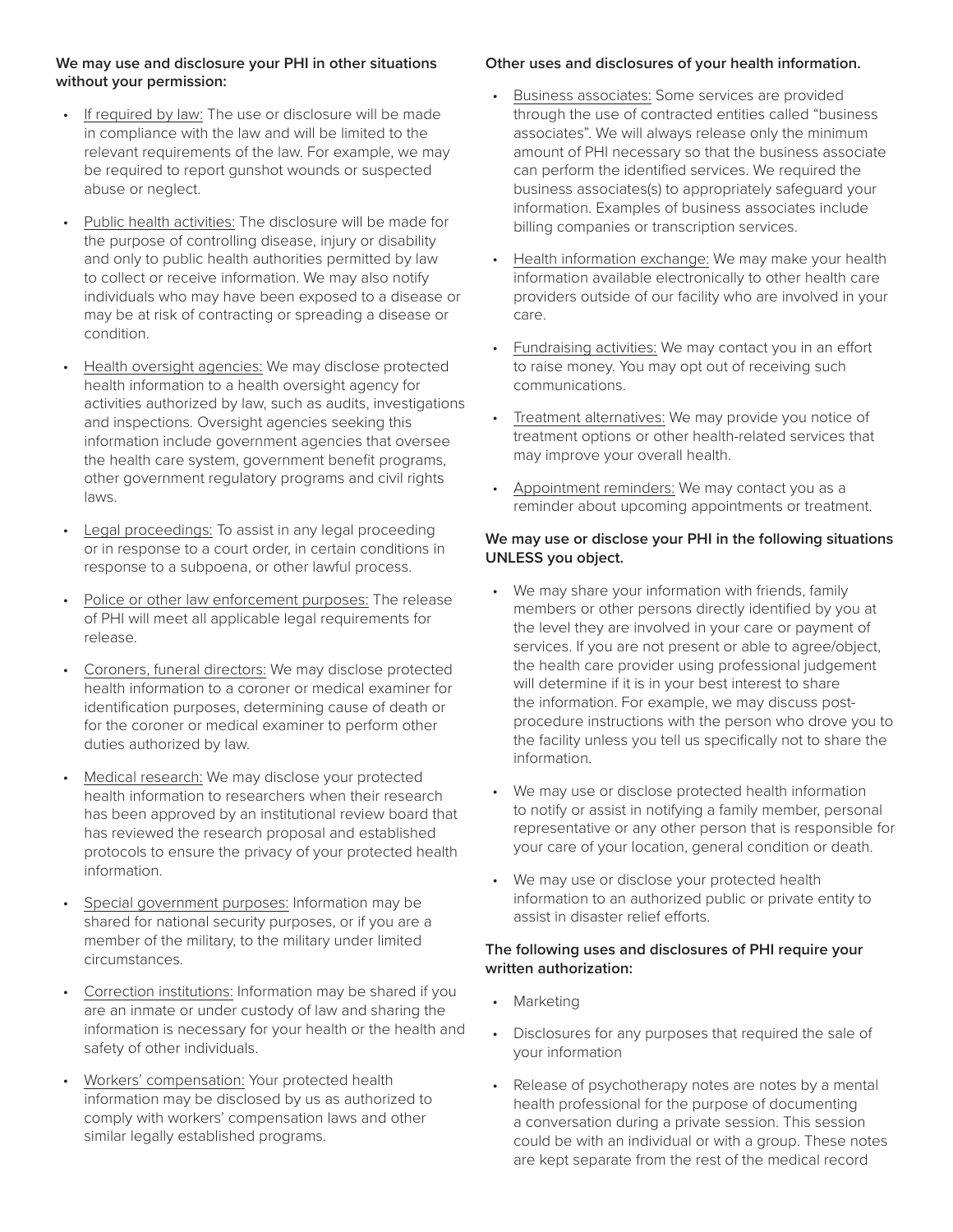**We may use and disclosure your PHI in other situations without your permission:**

- If required by law: The use or disclosure will be made in compliance with the law and will be limited to the relevant requirements of the law. For example, we may be required to report gunshot wounds or suspected abuse or neglect.
- Public health activities: The disclosure will be made for the purpose of controlling disease, injury or disability and only to public health authorities permitted by law to collect or receive information. We may also notify individuals who may have been exposed to a disease or may be at risk of contracting or spreading a disease or condition.
- Health oversight agencies: We may disclose protected health information to a health oversight agency for activities authorized by law, such as audits, investigations and inspections. Oversight agencies seeking this information include government agencies that oversee the health care system, government benefit programs, other government regulatory programs and civil rights laws.
- Legal proceedings: To assist in any legal proceeding or in response to a court order, in certain conditions in response to a subpoena, or other lawful process.
- Police or other law enforcement purposes: The release of PHI will meet all applicable legal requirements for release.
- Coroners, funeral directors: We may disclose protected health information to a coroner or medical examiner for identification purposes, determining cause of death or for the coroner or medical examiner to perform other duties authorized by law.
- Medical research: We may disclose your protected health information to researchers when their research has been approved by an institutional review board that has reviewed the research proposal and established protocols to ensure the privacy of your protected health information.
- Special government purposes: Information may be shared for national security purposes, or if you are a member of the military, to the military under limited circumstances.
- Correction institutions: Information may be shared if you are an inmate or under custody of law and sharing the information is necessary for your health or the health and safety of other individuals.
- Workers' compensation: Your protected health information may be disclosed by us as authorized to comply with workers' compensation laws and other similar legally established programs.

**Other uses and disclosures of your health information.**

- Business associates: Some services are provided through the use of contracted entities called "business associates". We will always release only the minimum amount of PHI necessary so that the business associate can perform the identified services. We required the business associates(s) to appropriately safeguard your information. Examples of business associates include billing companies or transcription services.
- Health information exchange: We may make your health information available electronically to other health care providers outside of our facility who are involved in your care.
- Fundraising activities: We may contact you in an effort to raise money. You may opt out of receiving such communications.
- Treatment alternatives: We may provide you notice of treatment options or other health-related services that may improve your overall health.
- Appointment reminders: We may contact you as a reminder about upcoming appointments or treatment.

**We may use or disclose your PHI in the following situations UNLESS you object.**

- We may share your information with friends, family members or other persons directly identified by you at the level they are involved in your care or payment of services. If you are not present or able to agree/object, the health care provider using professional judgement will determine if it is in your best interest to share the information. For example, we may discuss post-procedure instructions with the person who drove you to the facility unless you tell us specifically not to share the information.
- We may use or disclose protected health information to notify or assist in notifying a family member, personal representative or any other person that is responsible for your care of your location, general condition or death.
- We may use or disclose your protected health information to an authorized public or private entity to assist in disaster relief efforts.

**The following uses and disclosures of PHI require your written authorization:**

- Marketing
- Disclosures for any purposes that required the sale of your information
- Release of psychotherapy notes are notes by a mental health professional for the purpose of documenting a conversation during a private session. This session could be with an individual or with a group. These notes are kept separate from the rest of the medical record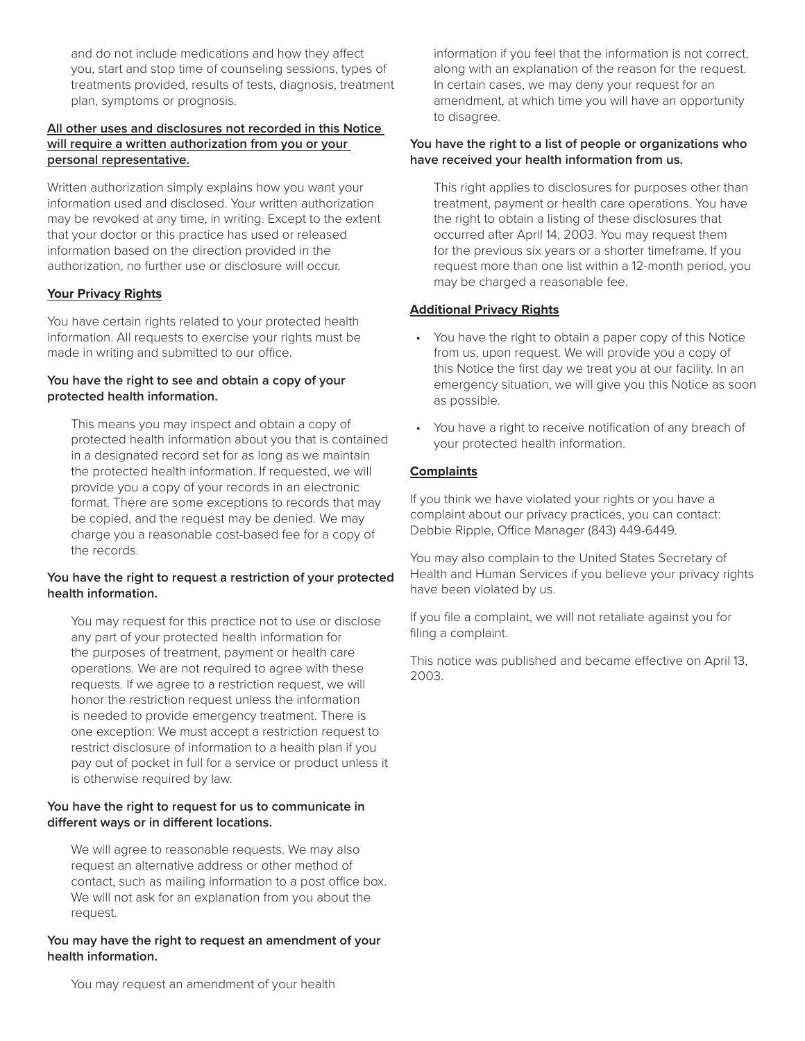and do not include medications and how they affect you, start and stop time of counseling sessions, types of treatments provided, results of tests, diagnosis, treatment plan, symptoms or prognosis.

**All other uses and disclosures not recorded in this Notice will require a written authorization from you or your personal representative.**

Written authorization simply explains how you want your information used and disclosed. Your written authorization may be revoked at any time, in writing. Except to the extent that your doctor or this practice has used or released information based on the direction provided in the authorization, no further use or disclosure will occur.

## Your Privacy Rights

You have certain rights related to your protected health information. All requests to exercise your rights must be made in writing and submitted to our office.

**You have the right to see and obtain a copy of your protected health information.**

This means you may inspect and obtain a copy of protected health information about you that is contained in a designated record set for as long as we maintain the protected health information. If requested, we will provide you a copy of your records in an electronic format. There are some exceptions to records that may be copied, and the request may be denied. We may charge you a reasonable cost-based fee for a copy of the records.

**You have the right to request a restriction of your protected health information.**

You may request for this practice not to use or disclose any part of your protected health information for the purposes of treatment, payment or health care operations. We are not required to agree with these requests. If we agree to a restriction request, we will honor the restriction request unless the information is needed to provide emergency treatment. There is one exception: We must accept a restriction request to restrict disclosure of information to a health plan if you pay out of pocket in full for a service or product unless it is otherwise required by law.

**You have the right to request for us to communicate in different ways or in different locations.**

We will agree to reasonable requests. We may also request an alternative address or other method of contact, such as mailing information to a post office box. We will not ask for an explanation from you about the request.

**You may have the right to request an amendment of your health information.**

You may request an amendment of your health information if you feel that the information is not correct, along with an explanation of the reason for the request. In certain cases, we may deny your request for an amendment, at which time you will have an opportunity to disagree.

**You have the right to a list of people or organizations who have received your health information from us.**

This right applies to disclosures for purposes other than treatment, payment or health care operations. You have the right to obtain a listing of these disclosures that occurred after April 14, 2003. You may request them for the previous six years or a shorter timeframe. If you request more than one list within a 12-month period, you may be charged a reasonable fee.

## Additional Privacy Rights

- You have the right to obtain a paper copy of this Notice from us, upon request. We will provide you a copy of this Notice the first day we treat you at our facility. In an emergency situation, we will give you this Notice as soon as possible.
- You have a right to receive notification of any breach of your protected health information.

## Complaints

If you think we have violated your rights or you have a complaint about our privacy practices, you can contact: Debbie Ripple, Office Manager (843) 449-6449.

You may also complain to the United States Secretary of Health and Human Services if you believe your privacy rights have been violated by us.

If you file a complaint, we will not retaliate against you for filing a complaint.

This notice was published and became effective on April 13, 2003.